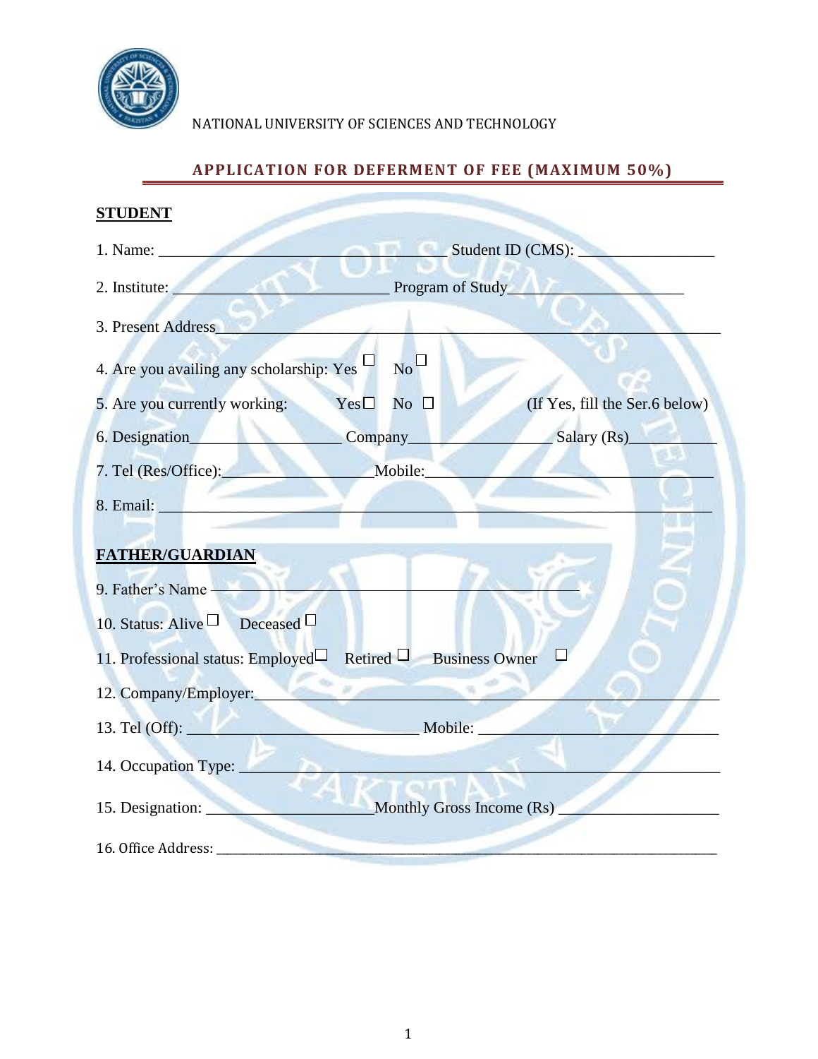NATIONAL UNIVERSITY OF SCIENCES AND TECHNOLOGY

## APPLICATION FOR DEFERMENT OF FEE (MAXIMUM 50%)

**STUDENT**

1. Name: ________________________________ Student ID (CMS): ________________

2. Institute: ________________________ Program of Study____________________

3. Present Address_____________________________________________________

4. Are you availing any scholarship: Yes ☐ No ☐

5. Are you currently working: Yes☐ No ☐ (If Yes, fill the Ser.6 below)

6. Designation_________________ Company________________ Salary (Rs)_________

7. Tel (Res/Office):________________Mobile:___________________________________

8. Email: _______________________________________________________________

**FATHER/GUARDIAN**

9. Father's Name _____________________________________________

10. Status: Alive ☐ Deceased ☐

11. Professional status: Employed☐ Retired ☐ Business Owner ☐

12. Company/Employer:_____________________________________________________

13. Tel (Off): ___________________________ Mobile: ___________________________

14. Occupation Type: _______________________________________________________

15. Designation: ____________________Monthly Gross Income (Rs) __________________

16. Office Address: _________________________________________________________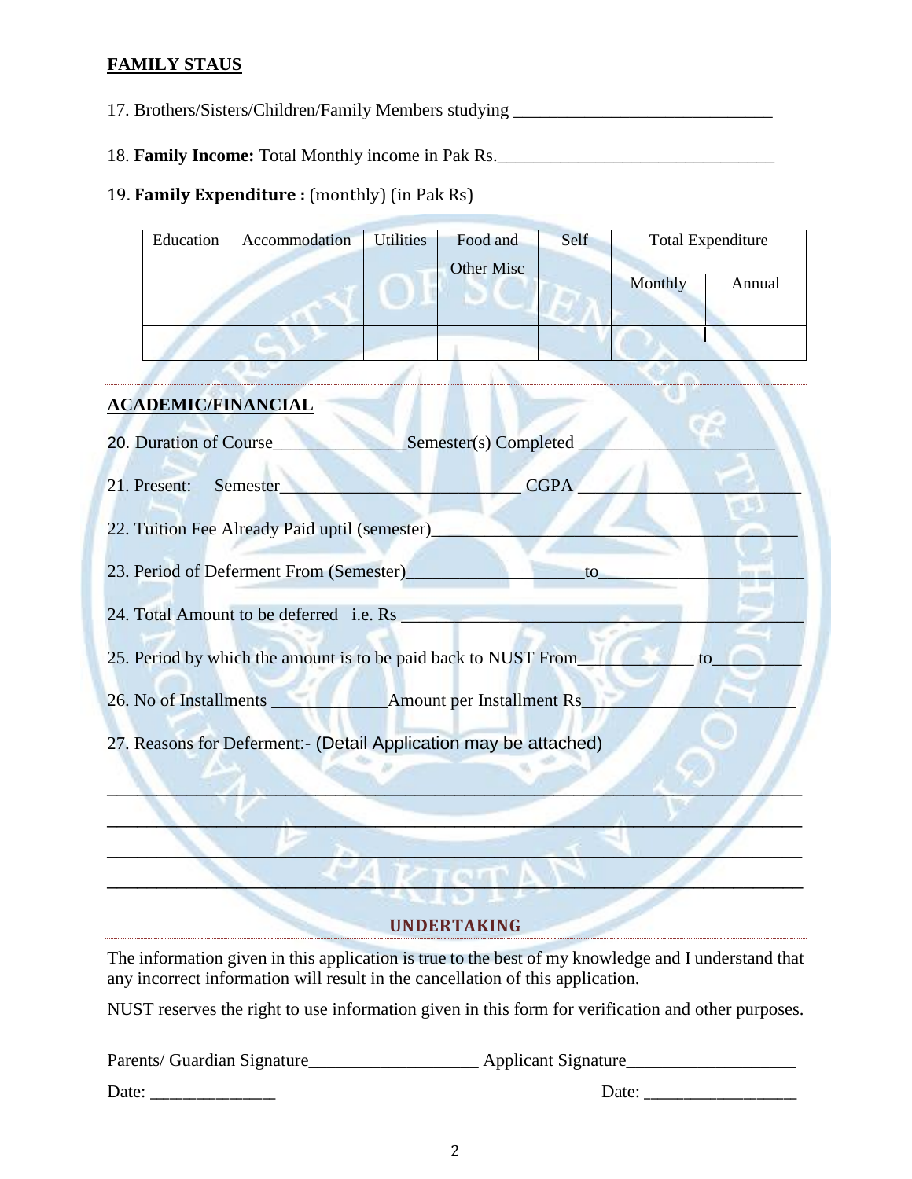**FAMILY STAUS**

17. Brothers/Sisters/Children/Family Members studying ______________________________

18. **Family Income:** Total Monthly income in Pak Rs.________________________________

19. **Family Expenditure :** (monthly) (in Pak Rs)

| Education | Accommodation | Utilities | Food and Other Misc | Self | Total Expenditure | |
|---|---|---|---|---|---|---|
| | | | | | Monthly | Annual |
| | | | | | | |

**ACADEMIC/FINANCIAL**

20. Duration of Course_______________Semester(s) Completed ______________________

21. Present: Semester___________________________ CGPA __________________________

22. Tuition Fee Already Paid uptil (semester)__________________________________________

23. Period of Deferment From (Semester)____________________to_______________________

24. Total Amount to be deferred i.e. Rs ______________________________________________

25. Period by which the amount is to be paid back to NUST From_____________ to__________

26. No of Installments _____________Amount per Installment Rs________________________

27. Reasons for Deferment:- (Detail Application may be attached)

________________________________________________________________________

________________________________________________________________________

________________________________________________________________________

________________________________________________________________________

**UNDERTAKING**

The information given in this application is true to the best of my knowledge and I understand that any incorrect information will result in the cancellation of this application.

NUST reserves the right to use information given in this form for verification and other purposes.

Parents/ Guardian Signature___________________ Applicant Signature___________________

Date: ______________ Date: _________________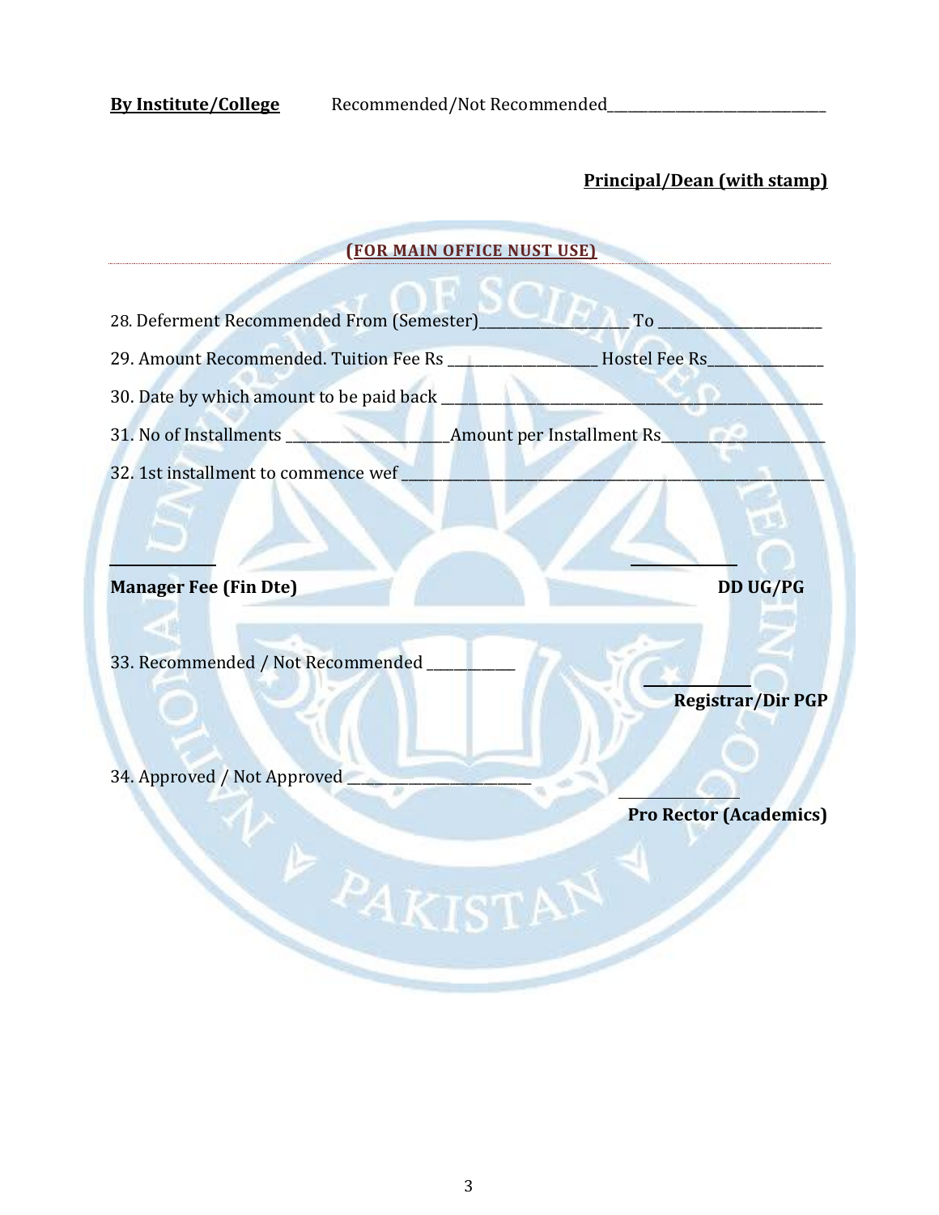**By Institute/College** Recommended/Not Recommended______________________________

**Principal/Dean (with stamp)**

**(FOR MAIN OFFICE NUST USE)**

28. Deferment Recommended From (Semester)____________________ To ______________________

29. Amount Recommended. Tuition Fee Rs ____________________ Hostel Fee Rs_______________

30. Date by which amount to be paid back ____________________________________________________

31. No of Installments ______________________Amount per Installment Rs______________________

32. 1st installment to commence wef __________________________________________________________

______________ ______________

**Manager Fee (Fin Dte)** **DD UG/PG**

33. Recommended / Not Recommended ____________

______________

**Registrar/Dir PGP**

34. Approved / Not Approved _________________________

______________

**Pro Rector (Academics)**